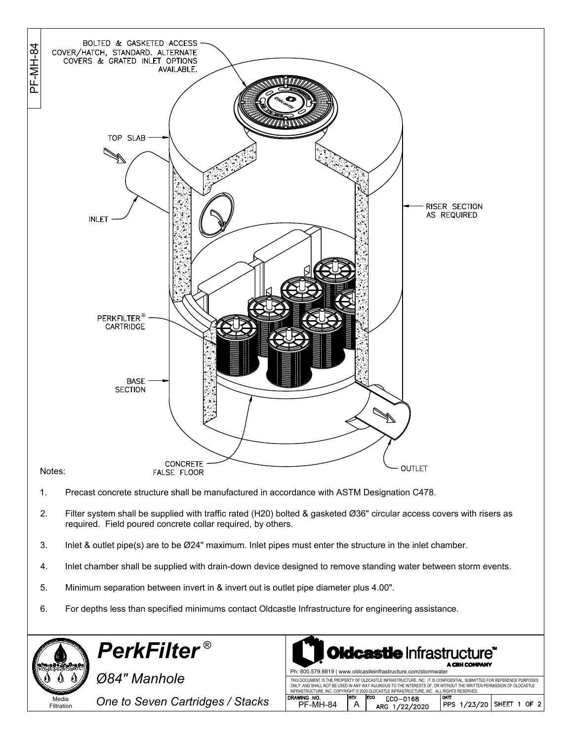PF-MH-84

BOLTED & GASKETED ACCESS COVER/HATCH, STANDARD. ALTERNATE COVERS & GRATED INLET OPTIONS AVAILABLE.

TOP SLAB

INLET

RISER SECTION AS REQUIRED

PERKFILTER® CARTRIDGE

BASE SECTION

CONCRETE FALSE FLOOR

OUTLET

Notes:

1. Precast concrete structure shall be manufactured in accordance with ASTM Designation C478.
2. Filter system shall be supplied with traffic rated (H20) bolted & gasketed Ø36" circular access covers with risers as required. Field poured concrete collar required, by others.
3. Inlet & outlet pipe(s) are to be Ø24" maximum. Inlet pipes must enter the structure in the inlet chamber.
4. Inlet chamber shall be supplied with drain-down device designed to remove standing water between storm events.
5. Minimum separation between invert in & invert out is outlet pipe diameter plus 4.00".
6. For depths less than specified minimums contact Oldcastle Infrastructure for engineering assistance.

Media Filtration

# *PerkFilter®*

*Ø84" Manhole*

*One to Seven Cartridges / Stacks*

**Oldcastle Infrastructure™** A CRH COMPANY

Ph: 800.579.8819 | www.oldcastleinfrastructure.com/stormwater

THIS DOCUMENT IS THE PROPERTY OF OLDCASTLE INFRASTRUCTURE, INC. IT IS CONFIDENTIAL, SUBMITTED FOR REFERENCE PURPOSES ONLY AND SHALL NOT BE USED IN ANY WAY INJURIOUS TO THE INTERESTS OF, OR WITHOUT THE WRITTEN PERMISSION OF OLDCASTLE INFRASTRUCTURE, INC. COPYRIGHT © 2020 OLDCASTLE INFRASTRUCTURE, INC. ALL RIGHTS RESERVED.

| DRAWING NO. | REV | ECO | DATE | |
|---|---|---|---|---|
| PF-MH-84 | A | ECO-0168 ARG 1/22/2020 | PPS 1/23/20 | SHEET 1 OF 2 |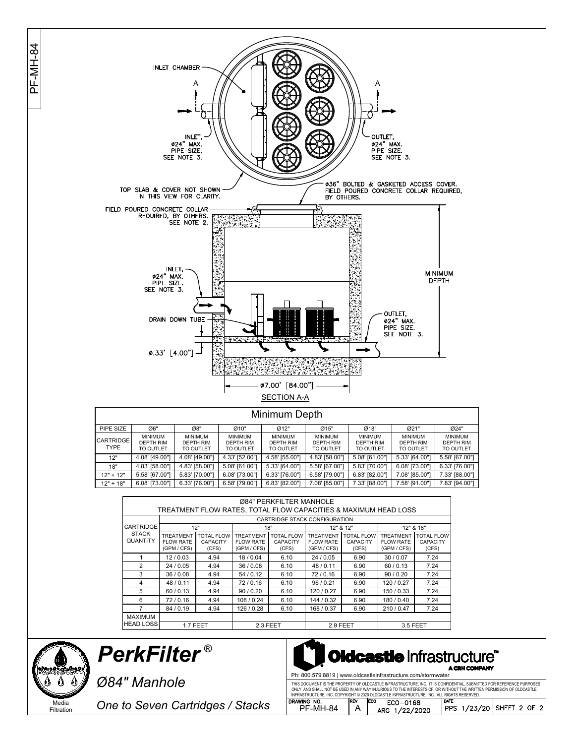INLET CHAMBER

A

A

INLET, Ø24" MAX. PIPE SIZE. SEE NOTE 3.

OUTLET, Ø24" MAX. PIPE SIZE. SEE NOTE 3.

TOP SLAB & COVER NOT SHOWN IN THIS VIEW FOR CLARITY.

Ø36" BOLTED & GASKETED ACCESS COVER. FIELD POURED CONCRETE COLLAR REQUIRED, BY OTHERS.

FIELD POURED CONCRETE COLLAR REQUIRED, BY OTHERS. SEE NOTE 2.

MINIMUM DEPTH

INLET, Ø24" MAX. PIPE SIZE. SEE NOTE 3.

DRAIN DOWN TUBE

OUTLET, Ø24" MAX. PIPE SIZE. SEE NOTE 3.

Ø.33' [4.00"]

Ø7.00' [84.00"]

SECTION A-A

## Minimum Depth

| PIPE SIZE | Ø6" | Ø8" | Ø10" | Ø12" | Ø15" | Ø18" | Ø21" | Ø24" |
|---|---|---|---|---|---|---|---|---|
| CARTRIDGE TYPE | MINIMUM DEPTH RIM TO OUTLET | MINIMUM DEPTH RIM TO OUTLET | MINIMUM DEPTH RIM TO OUTLET | MINIMUM DEPTH RIM TO OUTLET | MINIMUM DEPTH RIM TO OUTLET | MINIMUM DEPTH RIM TO OUTLET | MINIMUM DEPTH RIM TO OUTLET | MINIMUM DEPTH RIM TO OUTLET |
| 12" | 4.08' [49.00"] | 4.08' [49.00"] | 4.33' [52.00"] | 4.58' [55.00"] | 4.83' [58.00"] | 5.08' [61.00"] | 5.33' [64.00"] | 5.58' [67.00"] |
| 18" | 4.83' [58.00"] | 4.83' [58.00"] | 5.08' [61.00"] | 5.33' [64.00"] | 5.58' [67.00"] | 5.83' [70.00"] | 6.08' [73.00"] | 6.33' [76.00"] |
| 12" + 12" | 5.58' [67.00"] | 5.83' [70.00"] | 6.08' [73.00"] | 6.33' [76.00"] | 6.58' [79.00"] | 6.83' [82.00"] | 7.08' [85.00"] | 7.33' [88.00"] |
| 12" + 18" | 6.08' [73.00"] | 6.33' [76.00"] | 6.58' [79.00"] | 6.83' [82.00"] | 7.08' [85.00"] | 7.33' [88.00"] | 7.58' [91.00"] | 7.83' [94.00"] |

## Ø84" PERKFILTER MANHOLE
### TREATMENT FLOW RATES, TOTAL FLOW CAPACITIES & MAXIMUM HEAD LOSS

| CARTRIDGE STACK QUANTITY | CARTRIDGE STACK CONFIGURATION | | | | | | | |
|---|---|---|---|---|---|---|---|---|
| | 12" | | 18" | | 12" & 12" | | 12" & 18" | |
| | TREATMENT FLOW RATE (GPM / CFS) | TOTAL FLOW CAPACITY (CFS) | TREATMENT FLOW RATE (GPM / CFS) | TOTAL FLOW CAPACITY (CFS) | TREATMENT FLOW RATE (GPM / CFS) | TOTAL FLOW CAPACITY (CFS) | TREATMENT FLOW RATE (GPM / CFS) | TOTAL FLOW CAPACITY (CFS) |
| 1 | 12 / 0.03 | 4.94 | 18 / 0.04 | 6.10 | 24 / 0.05 | 6.90 | 30 / 0.07 | 7.24 |
| 2 | 24 / 0.05 | 4.94 | 36 / 0.08 | 6.10 | 48 / 0.11 | 6.90 | 60 / 0.13 | 7.24 |
| 3 | 36 / 0.08 | 4.94 | 54 / 0.12 | 6.10 | 72 / 0.16 | 6.90 | 90 / 0.20 | 7.24 |
| 4 | 48 / 0.11 | 4.94 | 72 / 0.16 | 6.10 | 96 / 0.21 | 6.90 | 120 / 0.27 | 7.24 |
| 5 | 60 / 0.13 | 4.94 | 90 / 0.20 | 6.10 | 120 / 0.27 | 6.90 | 150 / 0.33 | 7.24 |
| 6 | 72 / 0.16 | 4.94 | 108 / 0.24 | 6.10 | 144 / 0.32 | 6.90 | 180 / 0.40 | 7.24 |
| 7 | 84 / 0.19 | 4.94 | 126 / 0.28 | 6.10 | 168 / 0.37 | 6.90 | 210 / 0.47 | 7.24 |
| MAXIMUM HEAD LOSS | 1.7 FEET | | 2.3 FEET | | 2.9 FEET | | 3.5 FEET | |

Media Filtration

# *PerkFilter®*

*Ø84" Manhole*

*One to Seven Cartridges / Stacks*

**Oldcastle Infrastructure™** A CRH COMPANY

Ph: 800.579.8819 | www.oldcastleinfrastructure.com/stormwater

THIS DOCUMENT IS THE PROPERTY OF OLDCASTLE INFRASTRUCTURE, INC. IT IS CONFIDENTIAL, SUBMITTED FOR REFERENCE PURPOSES ONLY AND SHALL NOT BE USED IN ANY WAY INJURIOUS TO THE INTERESTS OF, OR WITHOUT THE WRITTEN PERMISSION OF OLDCASTLE INFRASTRUCTURE, INC. COPYRIGHT © 2020 OLDCASTLE INFRASTRUCTURE, INC. ALL RIGHTS RESERVED.

| DRAWING NO. | REV | ECO | DATE | |
|---|---|---|---|---|
| PF-MH-84 | A | ECO-0168 ARG 1/22/2020 | PPS 1/23/20 | SHEET 2 OF 2 |